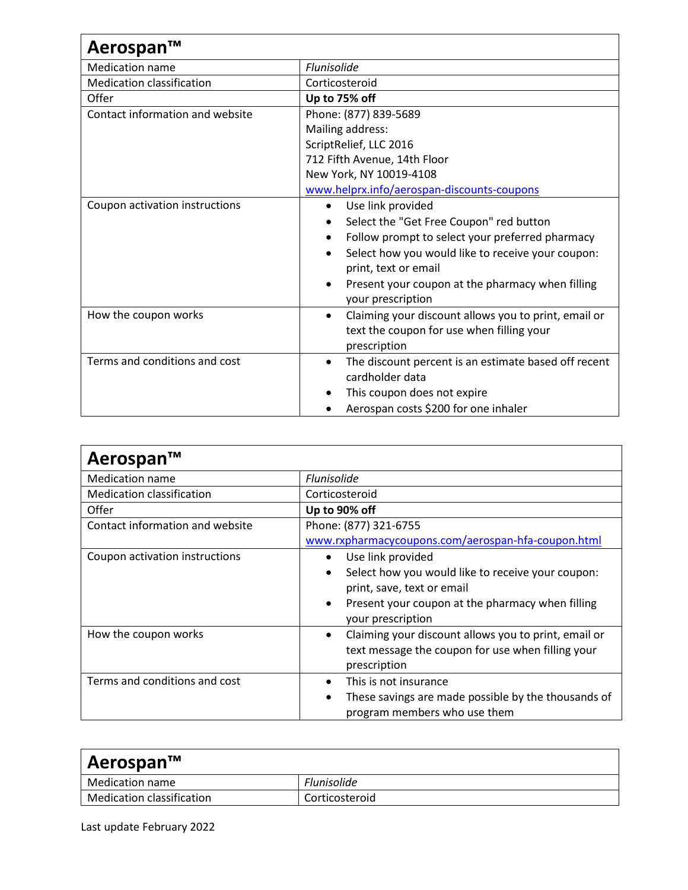| Aerospan™ | |
|---|---|
| Medication name | *Flunisolide* |
| Medication classification | Corticosteroid |
| Offer | **Up to 75% off** |
| Contact information and website | Phone: (877) 839-5689<br>Mailing address:<br>ScriptRelief, LLC 2016<br>712 Fifth Avenue, 14th Floor<br>New York, NY 10019-4108<br>[www.helprx.info/aerospan-discounts-coupons](www.helprx.info/aerospan-discounts-coupons) |
| Coupon activation instructions | • Use link provided<br>• Select the "Get Free Coupon" red button<br>• Follow prompt to select your preferred pharmacy<br>• Select how you would like to receive your coupon: print, text or email<br>• Present your coupon at the pharmacy when filling your prescription |
| How the coupon works | • Claiming your discount allows you to print, email or text the coupon for use when filling your prescription |
| Terms and conditions and cost | • The discount percent is an estimate based off recent cardholder data<br>• This coupon does not expire<br>• Aerospan costs $200 for one inhaler |

| Aerospan™ | |
|---|---|
| Medication name | *Flunisolide* |
| Medication classification | Corticosteroid |
| Offer | **Up to 90% off** |
| Contact information and website | Phone: (877) 321-6755<br>[www.rxpharmacycoupons.com/aerospan-hfa-coupon.html](www.rxpharmacycoupons.com/aerospan-hfa-coupon.html) |
| Coupon activation instructions | • Use link provided<br>• Select how you would like to receive your coupon: print, save, text or email<br>• Present your coupon at the pharmacy when filling your prescription |
| How the coupon works | • Claiming your discount allows you to print, email or text message the coupon for use when filling your prescription |
| Terms and conditions and cost | • This is not insurance<br>• These savings are made possible by the thousands of program members who use them |

| Aerospan™ | |
|---|---|
| Medication name | *Flunisolide* |
| Medication classification | Corticosteroid |

Last update February 2022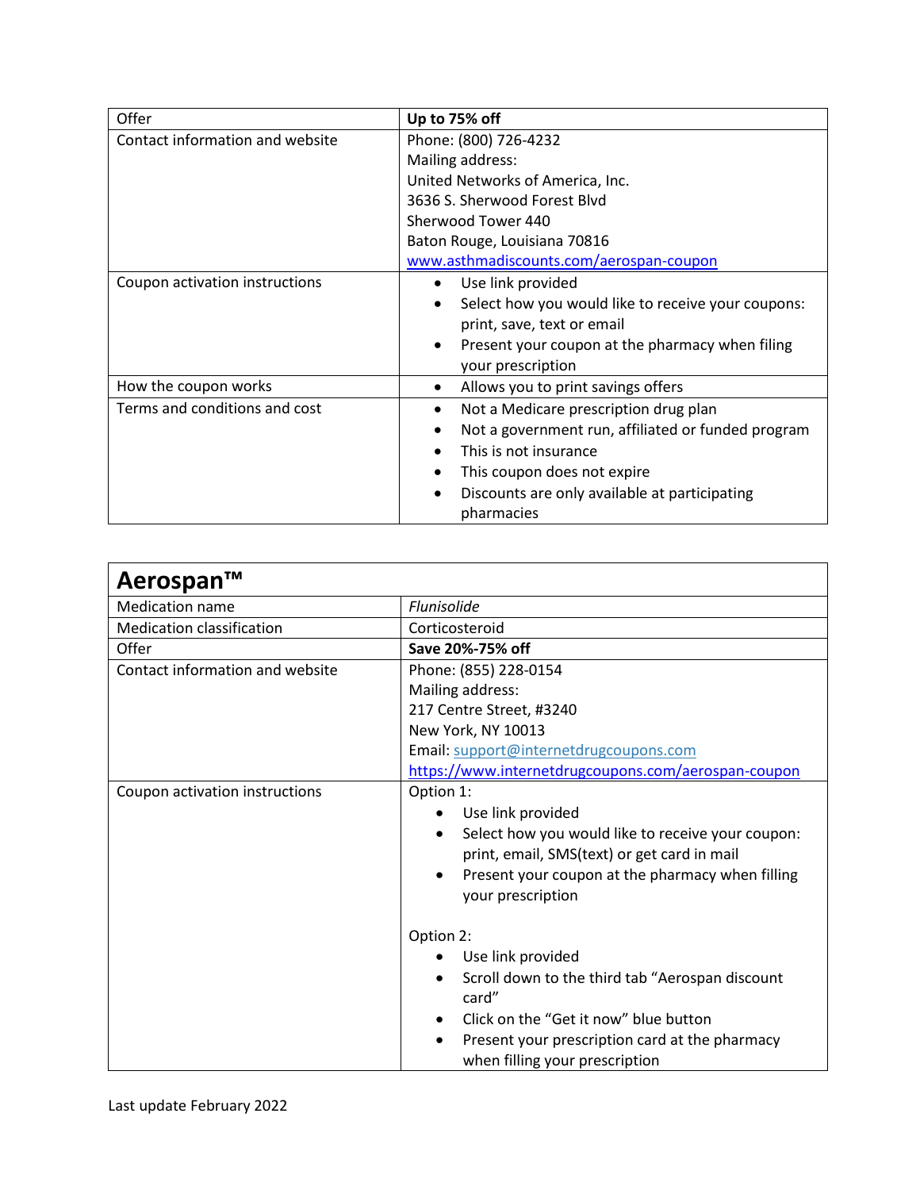| Offer | **Up to 75% off** |
|---|---|
| Contact information and website | Phone: (800) 726-4232<br>Mailing address:<br>United Networks of America, Inc.<br>3636 S. Sherwood Forest Blvd<br>Sherwood Tower 440<br>Baton Rouge, Louisiana 70816<br>www.asthmadiscounts.com/aerospan-coupon |
| Coupon activation instructions | • Use link provided<br>• Select how you would like to receive your coupons: print, save, text or email<br>• Present your coupon at the pharmacy when filing your prescription |
| How the coupon works | • Allows you to print savings offers |
| Terms and conditions and cost | • Not a Medicare prescription drug plan<br>• Not a government run, affiliated or funded program<br>• This is not insurance<br>• This coupon does not expire<br>• Discounts are only available at participating pharmacies |

## Aerospan™

| | |
|---|---|
| Medication name | *Flunisolide* |
| Medication classification | Corticosteroid |
| Offer | **Save 20%-75% off** |
| Contact information and website | Phone: (855) 228-0154<br>Mailing address:<br>217 Centre Street, #3240<br>New York, NY 10013<br>Email: support@internetdrugcoupons.com<br>https://www.internetdrugcoupons.com/aerospan-coupon |
| Coupon activation instructions | Option 1:<br>• Use link provided<br>• Select how you would like to receive your coupon: print, email, SMS(text) or get card in mail<br>• Present your coupon at the pharmacy when filling your prescription<br><br>Option 2:<br>• Use link provided<br>• Scroll down to the third tab "Aerospan discount card"<br>• Click on the "Get it now" blue button<br>• Present your prescription card at the pharmacy when filling your prescription |

Last update February 2022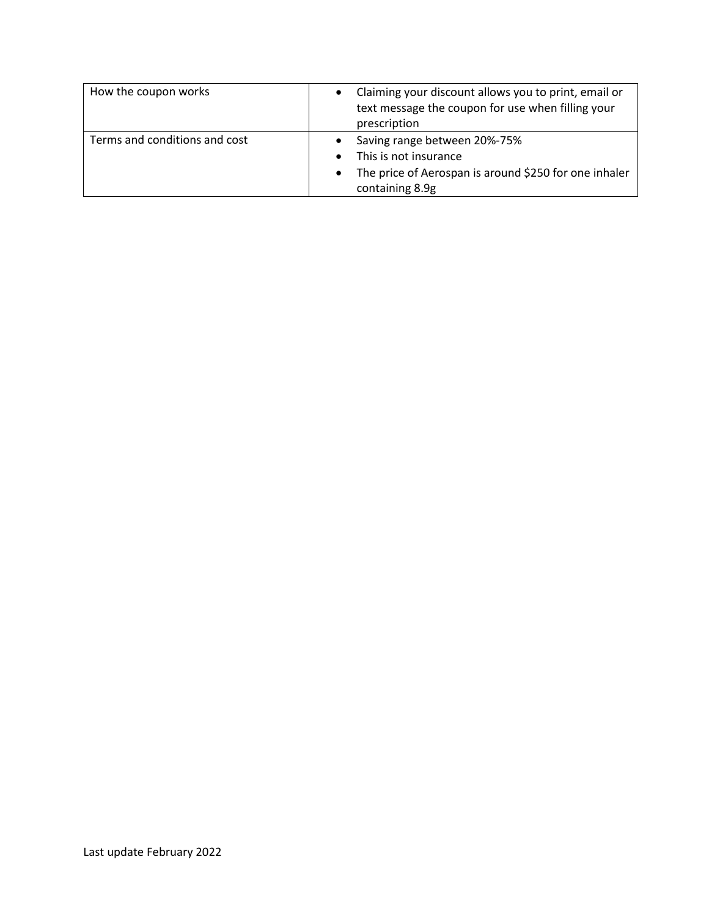| | |
|---|---|
| How the coupon works | • Claiming your discount allows you to print, email or text message the coupon for use when filling your prescription |
| Terms and conditions and cost | • Saving range between 20%-75%<br>• This is not insurance<br>• The price of Aerospan is around $250 for one inhaler containing 8.9g |

Last update February 2022